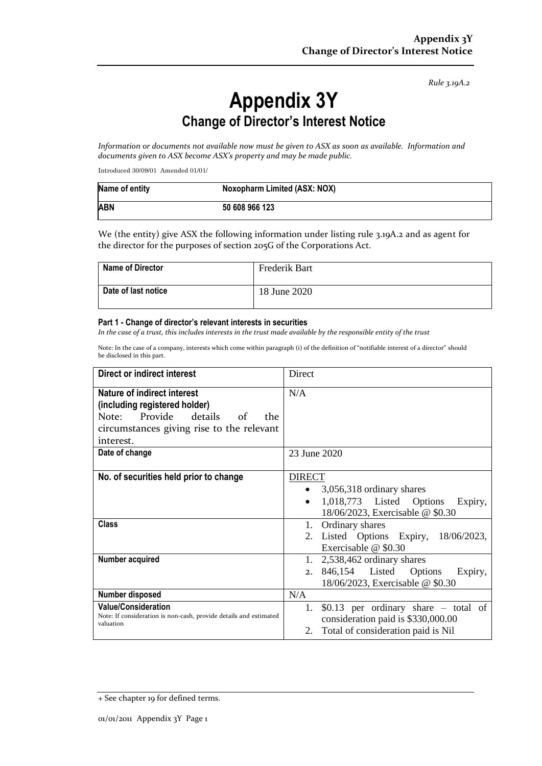*Rule 3.19A.2*

# Appendix 3Y

## Change of Director's Interest Notice

*Information or documents not available now must be given to ASX as soon as available. Information and documents given to ASX become ASX's property and may be made public.*

Introduced 30/09/01 Amended 01/01/

| Name of entity | Noxopharm Limited (ASX: NOX) |
|---|---|
| ABN | 50 608 966 123 |

We (the entity) give ASX the following information under listing rule 3.19A.2 and as agent for the director for the purposes of section 205G of the Corporations Act.

| Name of Director | Frederik Bart |
|---|---|
| Date of last notice | 18 June 2020 |

#### Part 1 - Change of director's relevant interests in securities

*In the case of a trust, this includes interests in the trust made available by the responsible entity of the trust*

Note: In the case of a company, interests which come within paragraph (i) of the definition of "notifiable interest of a director" should be disclosed in this part.

| Direct or indirect interest | Direct |
|---|---|
| **Nature of indirect interest (including registered holder)** Note: Provide details of the circumstances giving rise to the relevant interest. | N/A |
| **Date of change** | 23 June 2020 |
| **No. of securities held prior to change** | DIRECT<br>• 3,056,318 ordinary shares<br>• 1,018,773 Listed Options Expiry, 18/06/2023, Exercisable @ $0.30 |
| **Class** | 1. Ordinary shares<br>2. Listed Options Expiry, 18/06/2023, Exercisable @ $0.30 |
| **Number acquired** | 1. 2,538,462 ordinary shares<br>2. 846,154 Listed Options Expiry, 18/06/2023, Exercisable @ $0.30 |
| **Number disposed** | N/A |
| **Value/Consideration** Note: If consideration is non-cash, provide details and estimated valuation | 1. $0.13 per ordinary share – total of consideration paid is $330,000.00<br>2. Total of consideration paid is Nil |

+ See chapter 19 for defined terms.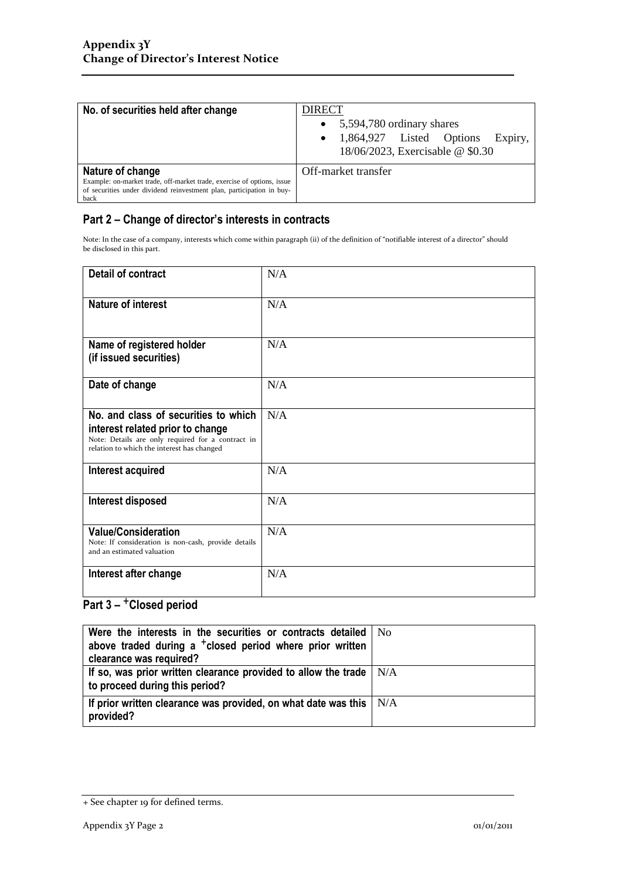| | |
|---|---|
| **No. of securities held after change** | DIRECT<br>• 5,594,780 ordinary shares<br>• 1,864,927 Listed Options Expiry, 18/06/2023, Exercisable @ $0.30 |
| **Nature of change**<br>Example: on-market trade, off-market trade, exercise of options, issue of securities under dividend reinvestment plan, participation in buy-back | Off-market transfer |

## Part 2 – Change of director's interests in contracts

Note: In the case of a company, interests which come within paragraph (ii) of the definition of "notifiable interest of a director" should be disclosed in this part.

| | |
|---|---|
| **Detail of contract** | N/A |
| **Nature of interest** | N/A |
| **Name of registered holder (if issued securities)** | N/A |
| **Date of change** | N/A |
| **No. and class of securities to which interest related prior to change**<br>Note: Details are only required for a contract in relation to which the interest has changed | N/A |
| **Interest acquired** | N/A |
| **Interest disposed** | N/A |
| **Value/Consideration**<br>Note: If consideration is non-cash, provide details and an estimated valuation | N/A |
| **Interest after change** | N/A |

## Part 3 – +Closed period

| | |
|---|---|
| **Were the interests in the securities or contracts detailed above traded during a +closed period where prior written clearance was required?** | No |
| **If so, was prior written clearance provided to allow the trade to proceed during this period?** | N/A |
| **If prior written clearance was provided, on what date was this provided?** | N/A |

+ See chapter 19 for defined terms.